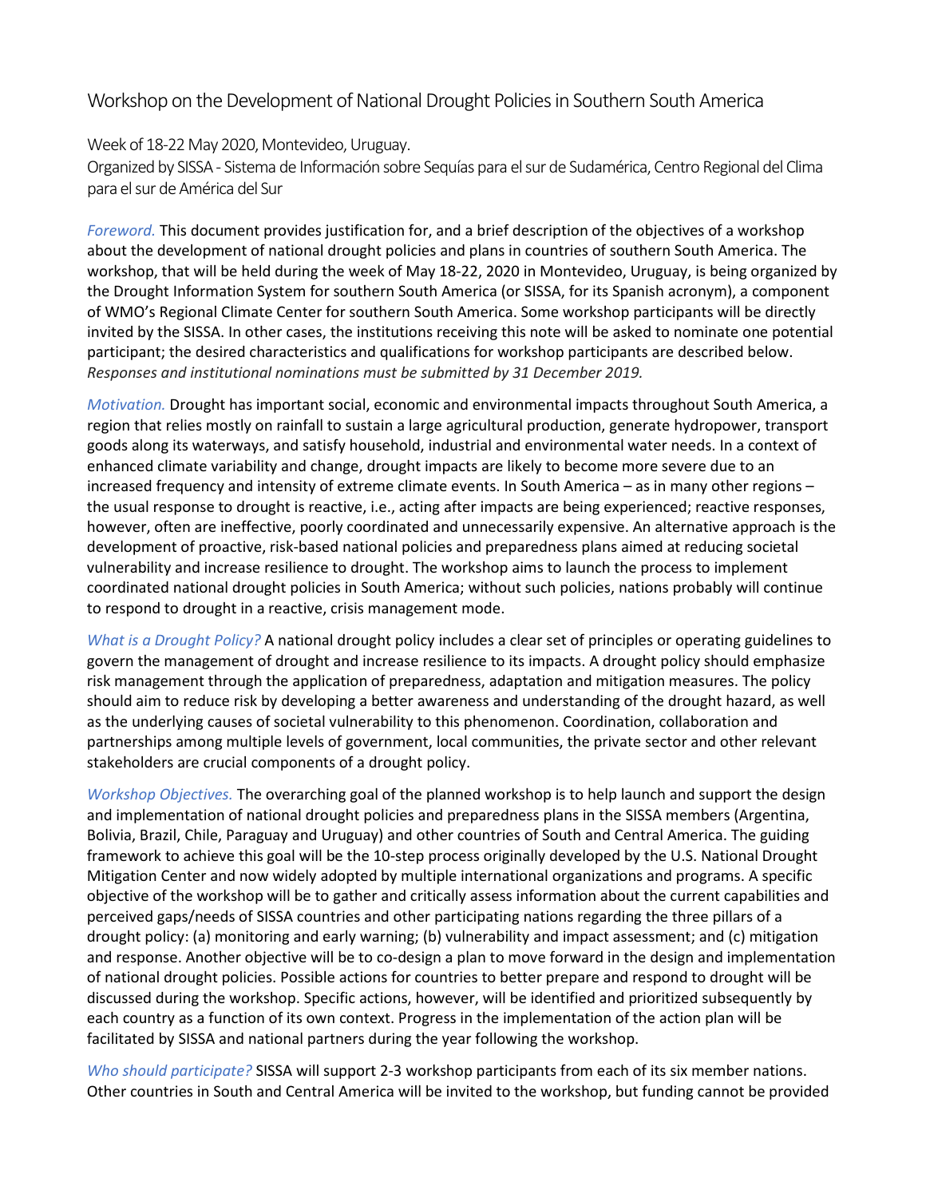# Workshop on the Development of National Drought Policies in Southern South America

Week of 18-22 May 2020, Montevideo, Uruguay.
Organized by SISSA - Sistema de Información sobre Sequías para el sur de Sudamérica, Centro Regional del Clima para el sur de América del Sur

*Foreword.* This document provides justification for, and a brief description of the objectives of a workshop about the development of national drought policies and plans in countries of southern South America. The workshop, that will be held during the week of May 18-22, 2020 in Montevideo, Uruguay, is being organized by the Drought Information System for southern South America (or SISSA, for its Spanish acronym), a component of WMO's Regional Climate Center for southern South America. Some workshop participants will be directly invited by the SISSA. In other cases, the institutions receiving this note will be asked to nominate one potential participant; the desired characteristics and qualifications for workshop participants are described below. *Responses and institutional nominations must be submitted by 31 December 2019.*

*Motivation.* Drought has important social, economic and environmental impacts throughout South America, a region that relies mostly on rainfall to sustain a large agricultural production, generate hydropower, transport goods along its waterways, and satisfy household, industrial and environmental water needs. In a context of enhanced climate variability and change, drought impacts are likely to become more severe due to an increased frequency and intensity of extreme climate events. In South America – as in many other regions – the usual response to drought is reactive, i.e., acting after impacts are being experienced; reactive responses, however, often are ineffective, poorly coordinated and unnecessarily expensive. An alternative approach is the development of proactive, risk-based national policies and preparedness plans aimed at reducing societal vulnerability and increase resilience to drought. The workshop aims to launch the process to implement coordinated national drought policies in South America; without such policies, nations probably will continue to respond to drought in a reactive, crisis management mode.

*What is a Drought Policy?* A national drought policy includes a clear set of principles or operating guidelines to govern the management of drought and increase resilience to its impacts. A drought policy should emphasize risk management through the application of preparedness, adaptation and mitigation measures. The policy should aim to reduce risk by developing a better awareness and understanding of the drought hazard, as well as the underlying causes of societal vulnerability to this phenomenon. Coordination, collaboration and partnerships among multiple levels of government, local communities, the private sector and other relevant stakeholders are crucial components of a drought policy.

*Workshop Objectives.* The overarching goal of the planned workshop is to help launch and support the design and implementation of national drought policies and preparedness plans in the SISSA members (Argentina, Bolivia, Brazil, Chile, Paraguay and Uruguay) and other countries of South and Central America. The guiding framework to achieve this goal will be the 10-step process originally developed by the U.S. National Drought Mitigation Center and now widely adopted by multiple international organizations and programs. A specific objective of the workshop will be to gather and critically assess information about the current capabilities and perceived gaps/needs of SISSA countries and other participating nations regarding the three pillars of a drought policy: (a) monitoring and early warning; (b) vulnerability and impact assessment; and (c) mitigation and response. Another objective will be to co-design a plan to move forward in the design and implementation of national drought policies. Possible actions for countries to better prepare and respond to drought will be discussed during the workshop. Specific actions, however, will be identified and prioritized subsequently by each country as a function of its own context. Progress in the implementation of the action plan will be facilitated by SISSA and national partners during the year following the workshop.

*Who should participate?* SISSA will support 2-3 workshop participants from each of its six member nations. Other countries in South and Central America will be invited to the workshop, but funding cannot be provided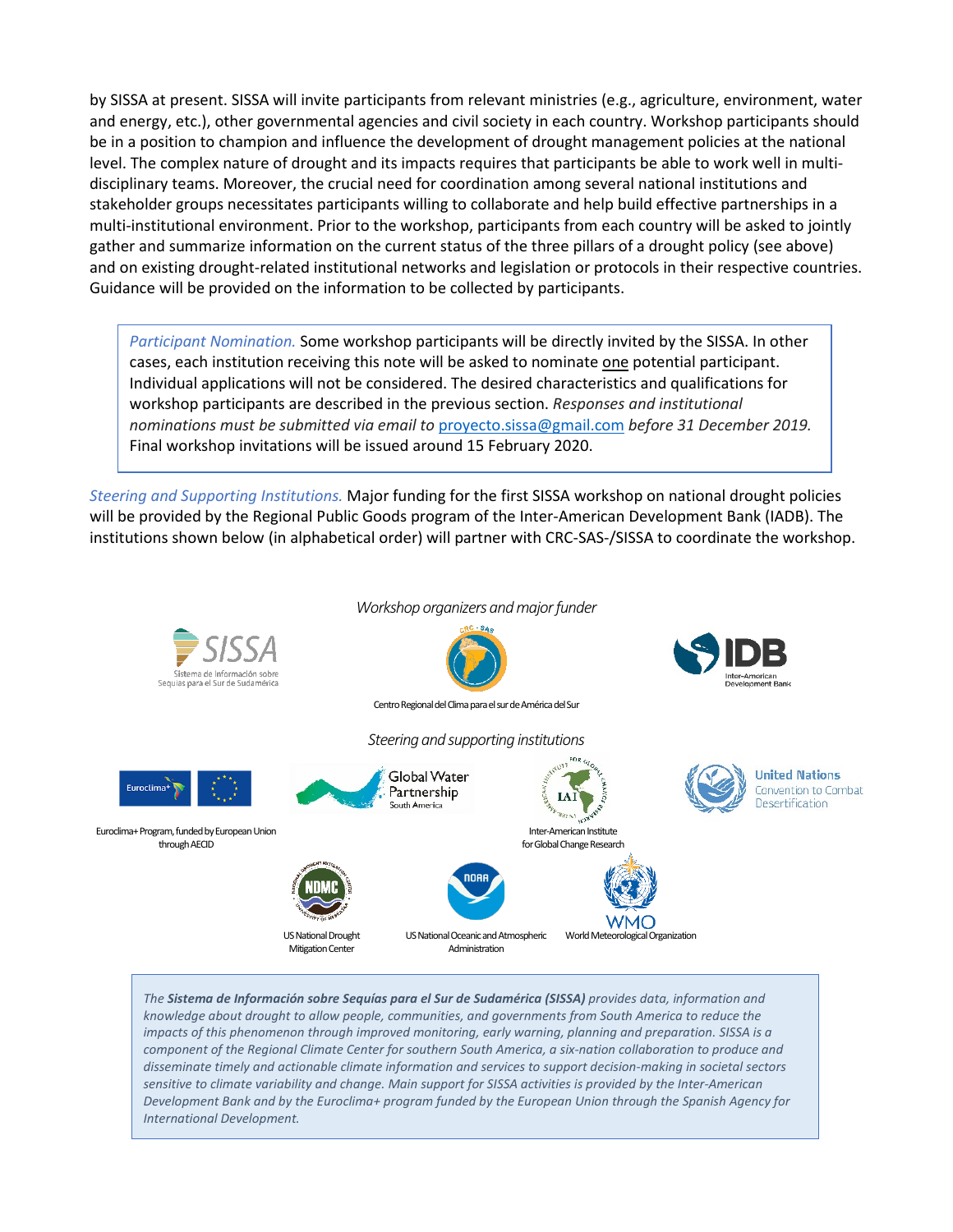by SISSA at present. SISSA will invite participants from relevant ministries (e.g., agriculture, environment, water and energy, etc.), other governmental agencies and civil society in each country. Workshop participants should be in a position to champion and influence the development of drought management policies at the national level. The complex nature of drought and its impacts requires that participants be able to work well in multi-disciplinary teams. Moreover, the crucial need for coordination among several national institutions and stakeholder groups necessitates participants willing to collaborate and help build effective partnerships in a multi-institutional environment. Prior to the workshop, participants from each country will be asked to jointly gather and summarize information on the current status of the three pillars of a drought policy (see above) and on existing drought-related institutional networks and legislation or protocols in their respective countries. Guidance will be provided on the information to be collected by participants.

*Participant Nomination.* Some workshop participants will be directly invited by the SISSA. In other cases, each institution receiving this note will be asked to nominate one potential participant. Individual applications will not be considered. The desired characteristics and qualifications for workshop participants are described in the previous section. *Responses and institutional nominations must be submitted via email to proyecto.sissa@gmail.com before 31 December 2019.* Final workshop invitations will be issued around 15 February 2020.

*Steering and Supporting Institutions.* Major funding for the first SISSA workshop on national drought policies will be provided by the Regional Public Goods program of the Inter-American Development Bank (IADB). The institutions shown below (in alphabetical order) will partner with CRC-SAS-/SISSA to coordinate the workshop.

*Workshop organizers and major funder*

SISSA Sistema de Información sobre Sequías para el Sur de Sudamérica

Centro Regional del Clima para el sur de América del Sur

IDB Inter-American Development Bank

*Steering and supporting institutions*

Euroclima+ Program, funded by European Union through AECID

Global Water Partnership South America

Inter-American Institute for Global Change Research

United Nations Convention to Combat Desertification

US National Drought Mitigation Center

US National Oceanic and Atmospheric Administration

World Meteorological Organization

*The **Sistema de Información sobre Sequías para el Sur de Sudamérica (SISSA)** provides data, information and knowledge about drought to allow people, communities, and governments from South America to reduce the impacts of this phenomenon through improved monitoring, early warning, planning and preparation. SISSA is a component of the Regional Climate Center for southern South America, a six-nation collaboration to produce and disseminate timely and actionable climate information and services to support decision-making in societal sectors sensitive to climate variability and change. Main support for SISSA activities is provided by the Inter-American Development Bank and by the Euroclima+ program funded by the European Union through the Spanish Agency for International Development.*